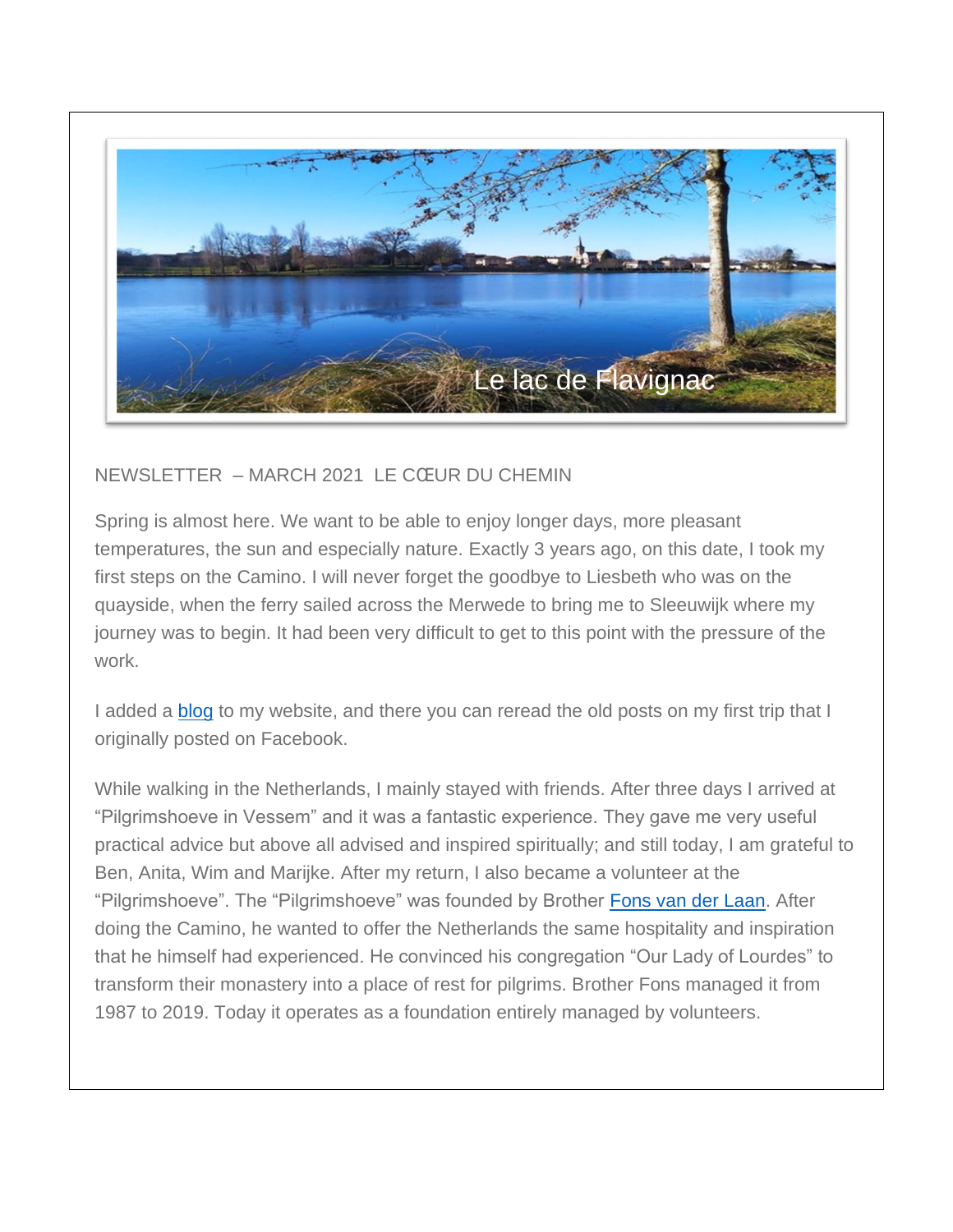Le lac de Flavignac

NEWSLETTER – MARCH 2021 LE CŒUR DU CHEMIN

Spring is almost here. We want to be able to enjoy longer days, more pleasant temperatures, the sun and especially nature. Exactly 3 years ago, on this date, I took my first steps on the Camino. I will never forget the goodbye to Liesbeth who was on the quayside, when the ferry sailed across the Merwede to bring me to Sleeuwijk where my journey was to begin. It had been very difficult to get to this point with the pressure of the work.

I added a blog to my website, and there you can reread the old posts on my first trip that I originally posted on Facebook.

While walking in the Netherlands, I mainly stayed with friends. After three days I arrived at “Pilgrimshoeve in Vessem” and it was a fantastic experience. They gave me very useful practical advice but above all advised and inspired spiritually; and still today, I am grateful to Ben, Anita, Wim and Marijke. After my return, I also became a volunteer at the “Pilgrimshoeve”. The “Pilgrimshoeve” was founded by Brother Fons van der Laan. After doing the Camino, he wanted to offer the Netherlands the same hospitality and inspiration that he himself had experienced. He convinced his congregation “Our Lady of Lourdes” to transform their monastery into a place of rest for pilgrims. Brother Fons managed it from 1987 to 2019. Today it operates as a foundation entirely managed by volunteers.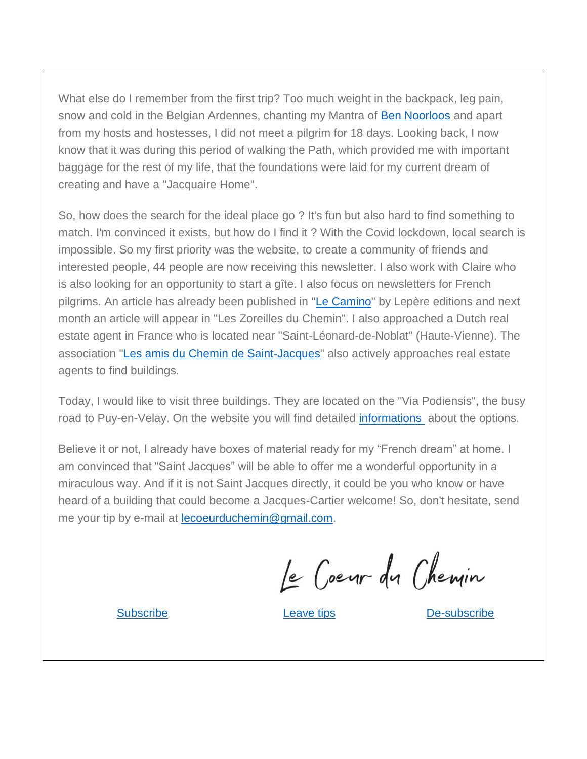What else do I remember from the first trip? Too much weight in the backpack, leg pain, snow and cold in the Belgian Ardennes, chanting my Mantra of Ben Noorloos and apart from my hosts and hostesses, I did not meet a pilgrim for 18 days. Looking back, I now know that it was during this period of walking the Path, which provided me with important baggage for the rest of my life, that the foundations were laid for my current dream of creating and have a "Jacquaire Home".

So, how does the search for the ideal place go ? It's fun but also hard to find something to match. I'm convinced it exists, but how do I find it ? With the Covid lockdown, local search is impossible. So my first priority was the website, to create a community of friends and interested people, 44 people are now receiving this newsletter. I also work with Claire who is also looking for an opportunity to start a gîte. I also focus on newsletters for French pilgrims. An article has already been published in "Le Camino" by Lepère editions and next month an article will appear in "Les Zoreilles du Chemin". I also approached a Dutch real estate agent in France who is located near "Saint-Léonard-de-Noblat" (Haute-Vienne). The association "Les amis du Chemin de Saint-Jacques" also actively approaches real estate agents to find buildings.

Today, I would like to visit three buildings. They are located on the "Via Podiensis", the busy road to Puy-en-Velay. On the website you will find detailed informations about the options.

Believe it or not, I already have boxes of material ready for my "French dream" at home. I am convinced that "Saint Jacques" will be able to offer me a wonderful opportunity in a miraculous way. And if it is not Saint Jacques directly, it could be you who know or have heard of a building that could become a Jacques-Cartier welcome! So, don't hesitate, send me your tip by e-mail at lecoeurduchemin@gmail.com.

Le Coeur du Chemin

Subscribe | Leave tips | De-subscribe